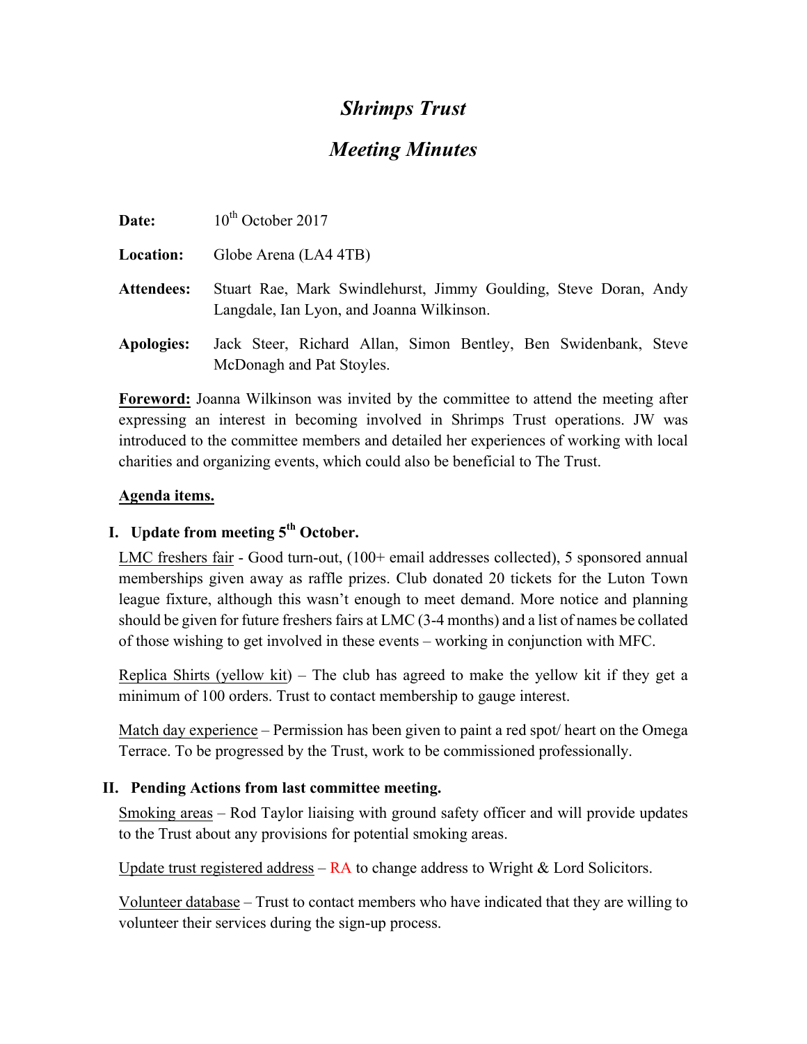# *Shrimps Trust*

# *Meeting Minutes*

**Date:** 10th October 2017

**Location:** Globe Arena (LA4 4TB)

**Attendees:** Stuart Rae, Mark Swindlehurst, Jimmy Goulding, Steve Doran, Andy Langdale, Ian Lyon, and Joanna Wilkinson.

**Apologies:** Jack Steer, Richard Allan, Simon Bentley, Ben Swidenbank, Steve McDonagh and Pat Stoyles.

**Foreword:** Joanna Wilkinson was invited by the committee to attend the meeting after expressing an interest in becoming involved in Shrimps Trust operations. JW was introduced to the committee members and detailed her experiences of working with local charities and organizing events, which could also be beneficial to The Trust.

**Agenda items.**

## I. Update from meeting 5th October.

LMC freshers fair - Good turn-out, (100+ email addresses collected), 5 sponsored annual memberships given away as raffle prizes. Club donated 20 tickets for the Luton Town league fixture, although this wasn't enough to meet demand. More notice and planning should be given for future freshers fairs at LMC (3-4 months) and a list of names be collated of those wishing to get involved in these events – working in conjunction with MFC.

Replica Shirts (yellow kit) – The club has agreed to make the yellow kit if they get a minimum of 100 orders. Trust to contact membership to gauge interest.

Match day experience – Permission has been given to paint a red spot/ heart on the Omega Terrace. To be progressed by the Trust, work to be commissioned professionally.

## II. Pending Actions from last committee meeting.

Smoking areas – Rod Taylor liaising with ground safety officer and will provide updates to the Trust about any provisions for potential smoking areas.

Update trust registered address – RA to change address to Wright & Lord Solicitors.

Volunteer database – Trust to contact members who have indicated that they are willing to volunteer their services during the sign-up process.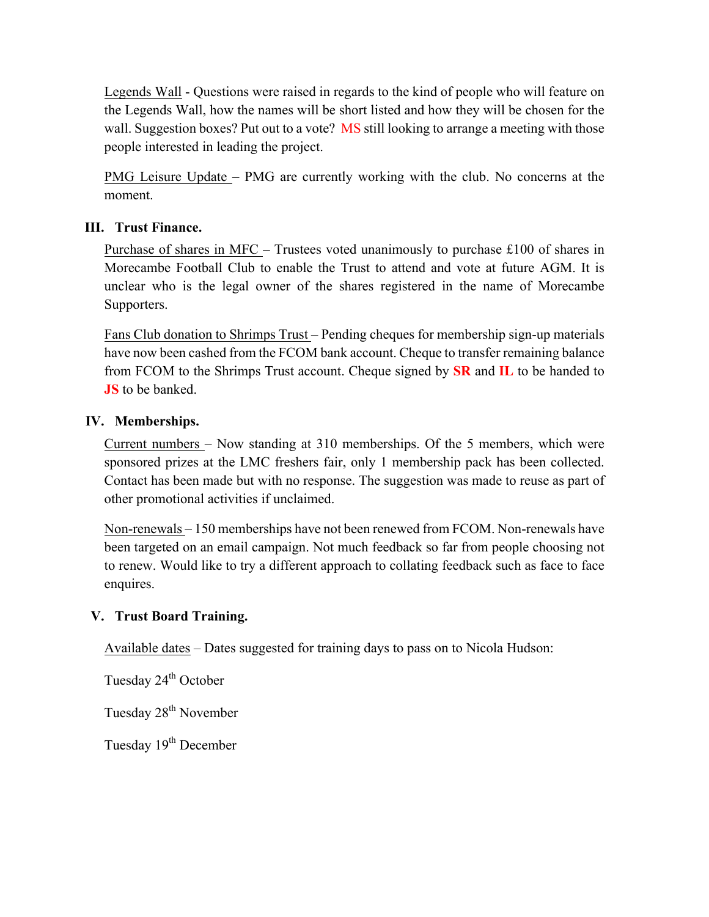<u>Legends Wall</u> - Questions were raised in regards to the kind of people who will feature on the Legends Wall, how the names will be short listed and how they will be chosen for the wall. Suggestion boxes? Put out to a vote? MS still looking to arrange a meeting with those people interested in leading the project.

<u>PMG Leisure Update</u> – PMG are currently working with the club. No concerns at the moment.

## III. Trust Finance.

<u>Purchase of shares in MFC</u> – Trustees voted unanimously to purchase £100 of shares in Morecambe Football Club to enable the Trust to attend and vote at future AGM. It is unclear who is the legal owner of the shares registered in the name of Morecambe Supporters.

<u>Fans Club donation to Shrimps Trust</u> – Pending cheques for membership sign-up materials have now been cashed from the FCOM bank account. Cheque to transfer remaining balance from FCOM to the Shrimps Trust account. Cheque signed by **SR** and **IL** to be handed to **JS** to be banked.

## IV. Memberships.

<u>Current numbers</u> – Now standing at 310 memberships. Of the 5 members, which were sponsored prizes at the LMC freshers fair, only 1 membership pack has been collected. Contact has been made but with no response. The suggestion was made to reuse as part of other promotional activities if unclaimed.

<u>Non-renewals</u> – 150 memberships have not been renewed from FCOM. Non-renewals have been targeted on an email campaign. Not much feedback so far from people choosing not to renew. Would like to try a different approach to collating feedback such as face to face enquires.

## V. Trust Board Training.

<u>Available dates</u> – Dates suggested for training days to pass on to Nicola Hudson:

Tuesday 24th October

Tuesday 28th November

Tuesday 19th December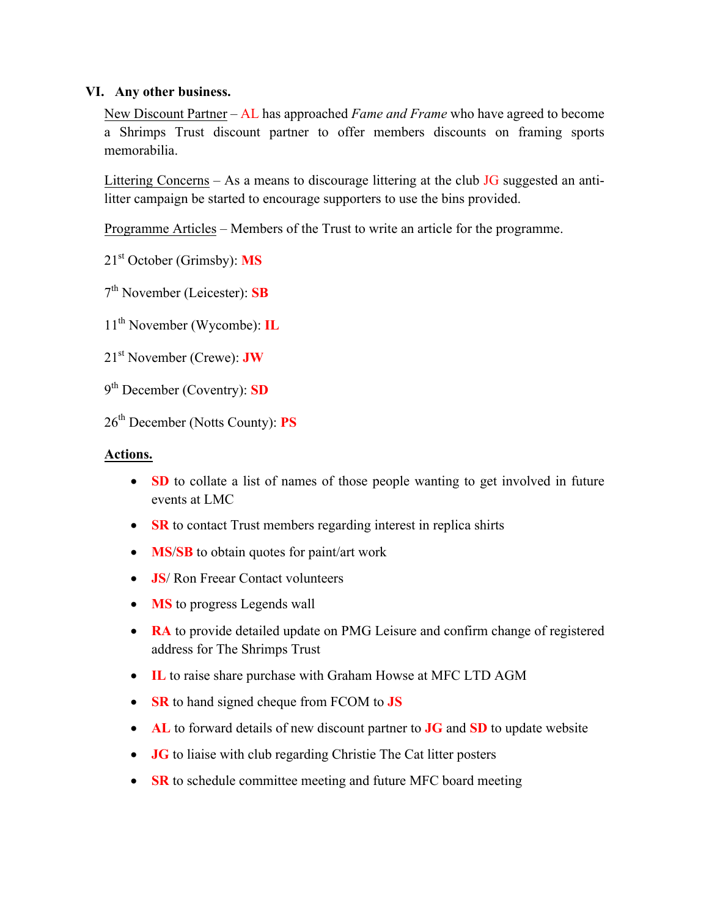## VI. Any other business.

New Discount Partner – AL has approached *Fame and Frame* who have agreed to become a Shrimps Trust discount partner to offer members discounts on framing sports memorabilia.

Littering Concerns – As a means to discourage littering at the club JG suggested an anti-litter campaign be started to encourage supporters to use the bins provided.

Programme Articles – Members of the Trust to write an article for the programme.

21st October (Grimsby): **MS**

7th November (Leicester): **SB**

11th November (Wycombe): **IL**

21st November (Crewe): **JW**

9th December (Coventry): **SD**

26th December (Notts County): **PS**

**Actions.**

- **SD** to collate a list of names of those people wanting to get involved in future events at LMC
- **SR** to contact Trust members regarding interest in replica shirts
- **MS**/**SB** to obtain quotes for paint/art work
- **JS**/ Ron Freear Contact volunteers
- **MS** to progress Legends wall
- **RA** to provide detailed update on PMG Leisure and confirm change of registered address for The Shrimps Trust
- **IL** to raise share purchase with Graham Howse at MFC LTD AGM
- **SR** to hand signed cheque from FCOM to **JS**
- **AL** to forward details of new discount partner to **JG** and **SD** to update website
- **JG** to liaise with club regarding Christie The Cat litter posters
- **SR** to schedule committee meeting and future MFC board meeting